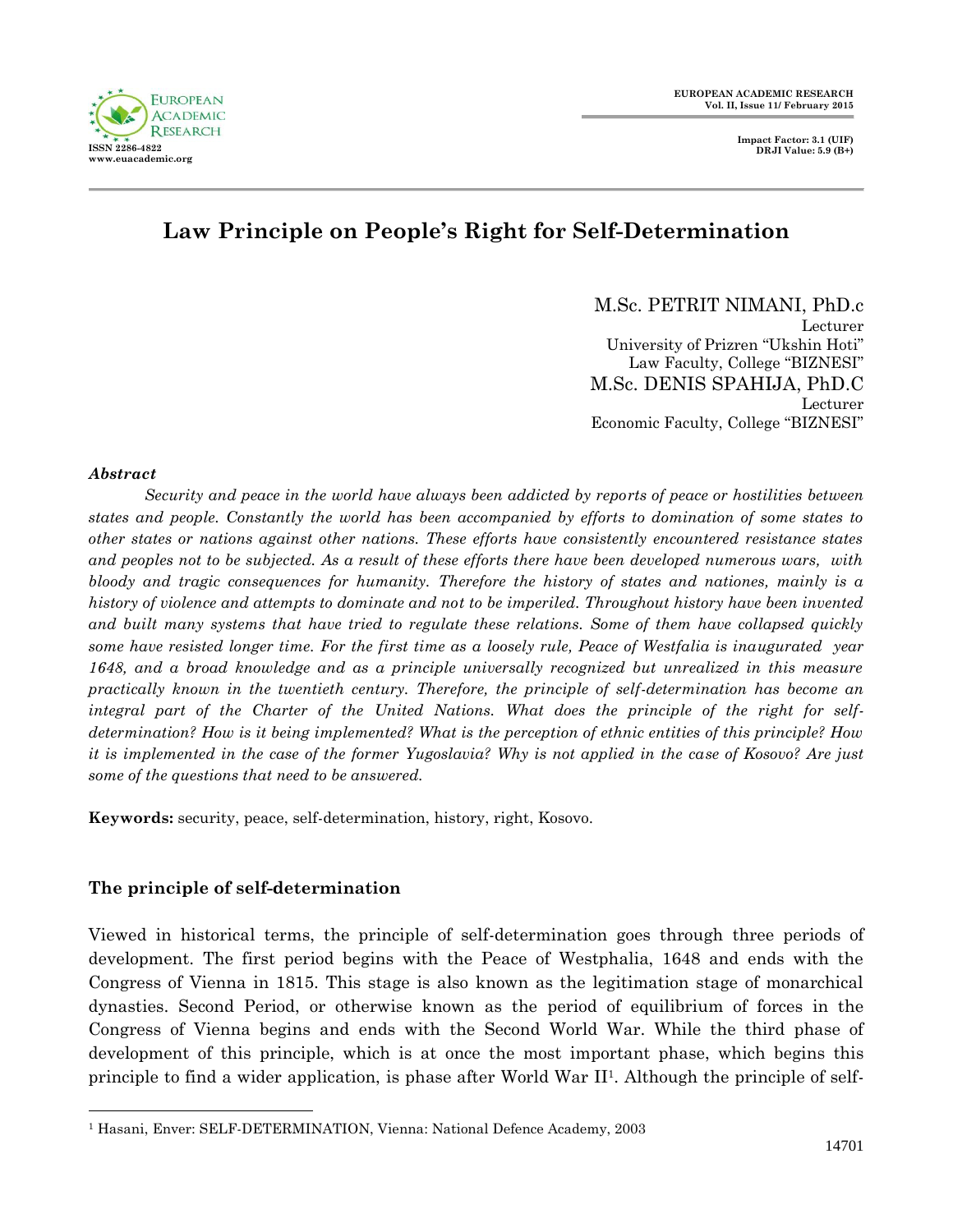# Law Principle on People's Right for Self-Determination

M.Sc. PETRIT NIMANI, PhD.c
Lecturer
University of Prizren "Ukshin Hoti"
Law Faculty, College "BIZNESI"

M.Sc. DENIS SPAHIJA, PhD.C
Lecturer
Economic Faculty, College "BIZNESI"

***Abstract***

*Security and peace in the world have always been addicted by reports of peace or hostilities between states and people. Constantly the world has been accompanied by efforts to domination of some states to other states or nations against other nations. These efforts have consistently encountered resistance states and peoples not to be subjected. As a result of these efforts there have been developed numerous wars, with bloody and tragic consequences for humanity. Therefore the history of states and nationes, mainly is a history of violence and attempts to dominate and not to be imperiled. Throughout history have been invented and built many systems that have tried to regulate these relations. Some of them have collapsed quickly some have resisted longer time. For the first time as a loosely rule, Peace of Westfalia is inaugurated year 1648, and a broad knowledge and as a principle universally recognized but unrealized in this measure practically known in the twentieth century. Therefore, the principle of self-determination has become an integral part of the Charter of the United Nations. What does the principle of the right for self-determination? How is it being implemented? What is the perception of ethnic entities of this principle? How it is implemented in the case of the former Yugoslavia? Why is not applied in the case of Kosovo? Are just some of the questions that need to be answered.*

**Keywords:** security, peace, self-determination, history, right, Kosovo.

## The principle of self-determination

Viewed in historical terms, the principle of self-determination goes through three periods of development. The first period begins with the Peace of Westphalia, 1648 and ends with the Congress of Vienna in 1815. This stage is also known as the legitimation stage of monarchical dynasties. Second Period, or otherwise known as the period of equilibrium of forces in the Congress of Vienna begins and ends with the Second World War. While the third phase of development of this principle, which is at once the most important phase, which begins this principle to find a wider application, is phase after World War II[1]. Although the principle of self-

[1] Hasani, Enver: SELF-DETERMINATION, Vienna: National Defence Academy, 2003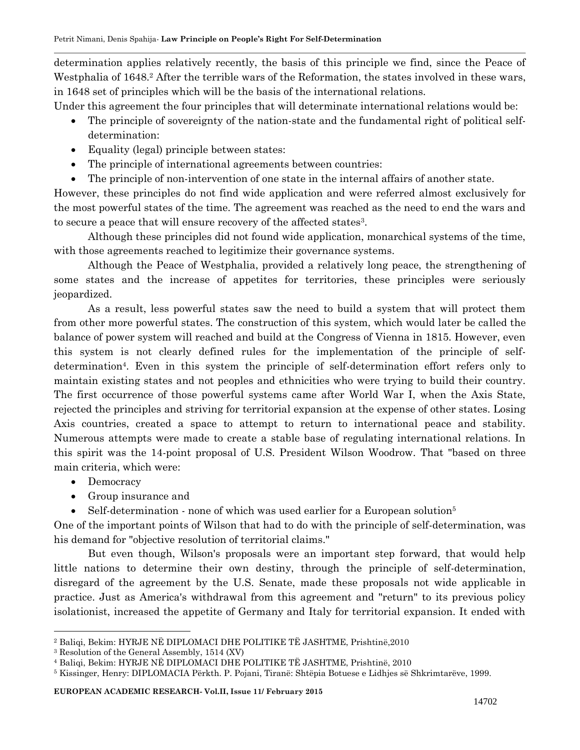determination applies relatively recently, the basis of this principle we find, since the Peace of Westphalia of 1648.[2] After the terrible wars of the Reformation, the states involved in these wars, in 1648 set of principles which will be the basis of the international relations.

Under this agreement the four principles that will determinate international relations would be:

- The principle of sovereignty of the nation-state and the fundamental right of political self-determination:
- Equality (legal) principle between states:
- The principle of international agreements between countries:
- The principle of non-intervention of one state in the internal affairs of another state.

However, these principles do not find wide application and were referred almost exclusively for the most powerful states of the time. The agreement was reached as the need to end the wars and to secure a peace that will ensure recovery of the affected states[3].

Although these principles did not found wide application, monarchical systems of the time, with those agreements reached to legitimize their governance systems.

Although the Peace of Westphalia, provided a relatively long peace, the strengthening of some states and the increase of appetites for territories, these principles were seriously jeopardized.

As a result, less powerful states saw the need to build a system that will protect them from other more powerful states. The construction of this system, which would later be called the balance of power system will reached and build at the Congress of Vienna in 1815. However, even this system is not clearly defined rules for the implementation of the principle of self-determination[4]. Even in this system the principle of self-determination effort refers only to maintain existing states and not peoples and ethnicities who were trying to build their country. The first occurrence of those powerful systems came after World War I, when the Axis State, rejected the principles and striving for territorial expansion at the expense of other states. Losing Axis countries, created a space to attempt to return to international peace and stability. Numerous attempts were made to create a stable base of regulating international relations. In this spirit was the 14-point proposal of U.S. President Wilson Woodrow. That "based on three main criteria, which were:

- Democracy
- Group insurance and
- Self-determination - none of which was used earlier for a European solution[5]

One of the important points of Wilson that had to do with the principle of self-determination, was his demand for "objective resolution of territorial claims."

But even though, Wilson's proposals were an important step forward, that would help little nations to determine their own destiny, through the principle of self-determination, disregard of the agreement by the U.S. Senate, made these proposals not wide applicable in practice. Just as America's withdrawal from this agreement and "return" to its previous policy isolationist, increased the appetite of Germany and Italy for territorial expansion. It ended with

---

[2] Baliqi, Bekim: HYRJE NË DIPLOMACI DHE POLITIKE TË JASHTME, Prishtinë,2010

[3] Resolution of the General Assembly, 1514 (XV)

[4] Baliqi, Bekim: HYRJE NË DIPLOMACI DHE POLITIKE TË JASHTME, Prishtinë, 2010

[5] Kissinger, Henry: DIPLOMACIA Përkth. P. Pojani, Tiranë: Shtëpia Botuese e Lidhjes së Shkrimtarëve, 1999.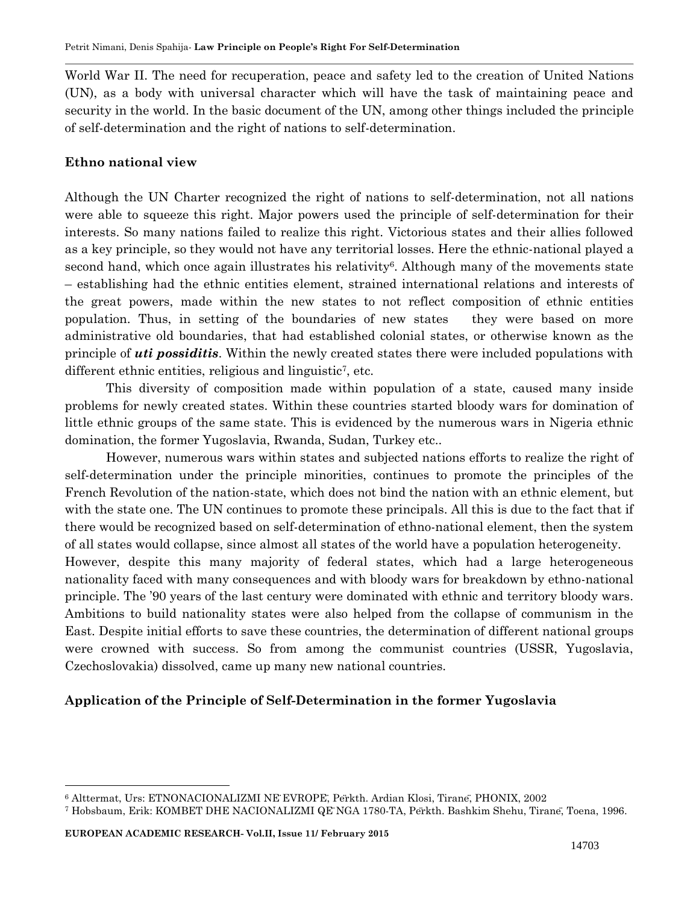World War II. The need for recuperation, peace and safety led to the creation of United Nations (UN), as a body with universal character which will have the task of maintaining peace and security in the world. In the basic document of the UN, among other things included the principle of self-determination and the right of nations to self-determination.

## Ethno national view

Although the UN Charter recognized the right of nations to self-determination, not all nations were able to squeeze this right. Major powers used the principle of self-determination for their interests. So many nations failed to realize this right. Victorious states and their allies followed as a key principle, so they would not have any territorial losses. Here the ethnic-national played a second hand, which once again illustrates his relativity[6]. Although many of the movements state – establishing had the ethnic entities element, strained international relations and interests of the great powers, made within the new states to not reflect composition of ethnic entities population. Thus, in setting of the boundaries of new states they were based on more administrative old boundaries, that had established colonial states, or otherwise known as the principle of ***uti possiditis***. Within the newly created states there were included populations with different ethnic entities, religious and linguistic[7], etc.

This diversity of composition made within population of a state, caused many inside problems for newly created states. Within these countries started bloody wars for domination of little ethnic groups of the same state. This is evidenced by the numerous wars in Nigeria ethnic domination, the former Yugoslavia, Rwanda, Sudan, Turkey etc..

However, numerous wars within states and subjected nations efforts to realize the right of self-determination under the principle minorities, continues to promote the principles of the French Revolution of the nation-state, which does not bind the nation with an ethnic element, but with the state one. The UN continues to promote these principals. All this is due to the fact that if there would be recognized based on self-determination of ethno-national element, then the system of all states would collapse, since almost all states of the world have a population heterogeneity.

However, despite this many majority of federal states, which had a large heterogeneous nationality faced with many consequences and with bloody wars for breakdown by ethno-national principle. The '90 years of the last century were dominated with ethnic and territory bloody wars. Ambitions to build nationality states were also helped from the collapse of communism in the East. Despite initial efforts to save these countries, the determination of different national groups were crowned with success. So from among the communist countries (USSR, Yugoslavia, Czechoslovakia) dissolved, came up many new national countries.

## Application of the Principle of Self-Determination in the former Yugoslavia

---

[6] Alttermat, Urs: ETNONACIONALIZMI NË EVROPË, Përkth. Ardian Klosi, Tiranë, PHONIX, 2002

[7] Hobsbaum, Erik: KOMBET DHE NACIONALIZMI QË NGA 1780-TA, Përkth. Bashkim Shehu, Tiranë, Toena, 1996.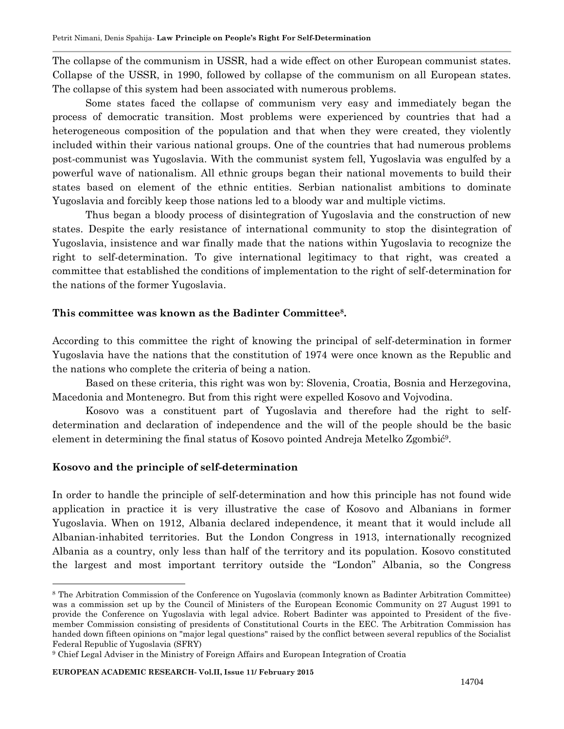The collapse of the communism in USSR, had a wide effect on other European communist states. Collapse of the USSR, in 1990, followed by collapse of the communism on all European states. The collapse of this system had been associated with numerous problems.

Some states faced the collapse of communism very easy and immediately began the process of democratic transition. Most problems were experienced by countries that had a heterogeneous composition of the population and that when they were created, they violently included within their various national groups. One of the countries that had numerous problems post-communist was Yugoslavia. With the communist system fell, Yugoslavia was engulfed by a powerful wave of nationalism. All ethnic groups began their national movements to build their states based on element of the ethnic entities. Serbian nationalist ambitions to dominate Yugoslavia and forcibly keep those nations led to a bloody war and multiple victims.

Thus began a bloody process of disintegration of Yugoslavia and the construction of new states. Despite the early resistance of international community to stop the disintegration of Yugoslavia, insistence and war finally made that the nations within Yugoslavia to recognize the right to self-determination. To give international legitimacy to that right, was created a committee that established the conditions of implementation to the right of self-determination for the nations of the former Yugoslavia.

**This committee was known as the Badinter Committee[8].**

According to this committee the right of knowing the principal of self-determination in former Yugoslavia have the nations that the constitution of 1974 were once known as the Republic and the nations who complete the criteria of being a nation.

Based on these criteria, this right was won by: Slovenia, Croatia, Bosnia and Herzegovina, Macedonia and Montenegro. But from this right were expelled Kosovo and Vojvodina.

Kosovo was a constituent part of Yugoslavia and therefore had the right to self-determination and declaration of independence and the will of the people should be the basic element in determining the final status of Kosovo pointed Andreja Metelko Zgombić[9].

## Kosovo and the principle of self-determination

In order to handle the principle of self-determination and how this principle has not found wide application in practice it is very illustrative the case of Kosovo and Albanians in former Yugoslavia. When on 1912, Albania declared independence, it meant that it would include all Albanian-inhabited territories. But the London Congress in 1913, internationally recognized Albania as a country, only less than half of the territory and its population. Kosovo constituted the largest and most important territory outside the "London" Albania, so the Congress

---

[8] The Arbitration Commission of the Conference on Yugoslavia (commonly known as Badinter Arbitration Committee) was a commission set up by the Council of Ministers of the European Economic Community on 27 August 1991 to provide the Conference on Yugoslavia with legal advice. Robert Badinter was appointed to President of the five-member Commission consisting of presidents of Constitutional Courts in the EEC. The Arbitration Commission has handed down fifteen opinions on "major legal questions" raised by the conflict between several republics of the Socialist Federal Republic of Yugoslavia (SFRY)

[9] Chief Legal Adviser in the Ministry of Foreign Affairs and European Integration of Croatia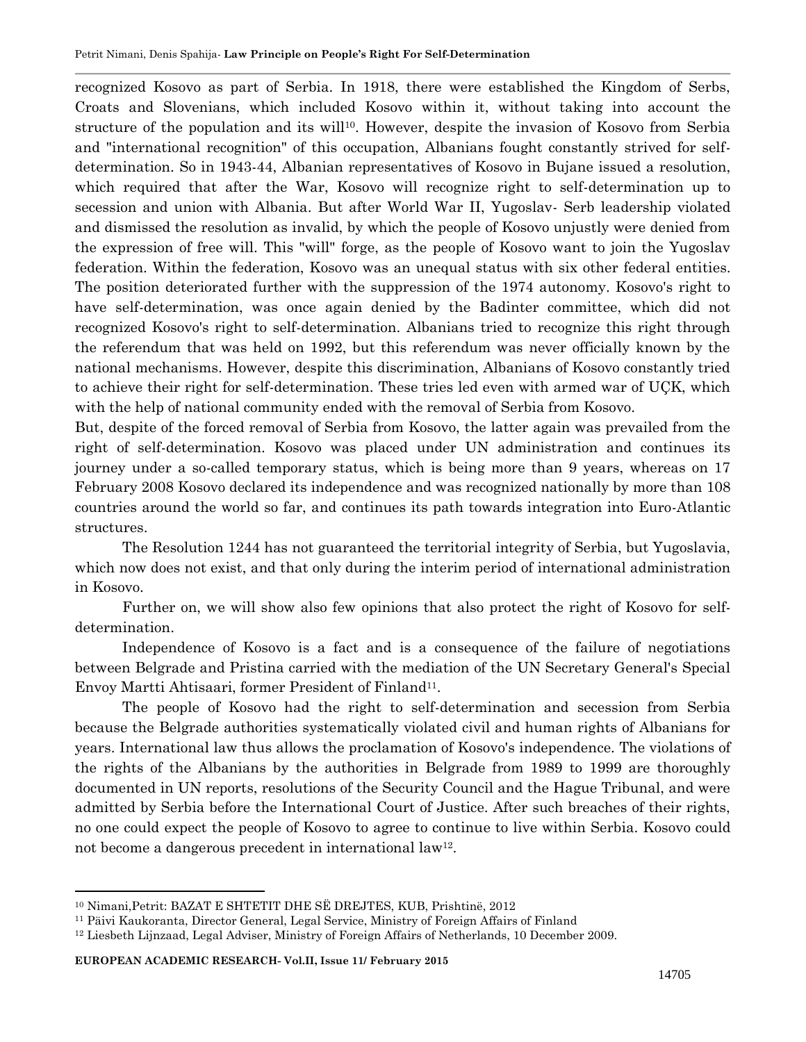recognized Kosovo as part of Serbia. In 1918, there were established the Kingdom of Serbs, Croats and Slovenians, which included Kosovo within it, without taking into account the structure of the population and its will[10]. However, despite the invasion of Kosovo from Serbia and "international recognition" of this occupation, Albanians fought constantly strived for self-determination. So in 1943-44, Albanian representatives of Kosovo in Bujane issued a resolution, which required that after the War, Kosovo will recognize right to self-determination up to secession and union with Albania. But after World War II, Yugoslav- Serb leadership violated and dismissed the resolution as invalid, by which the people of Kosovo unjustly were denied from the expression of free will. This "will" forge, as the people of Kosovo want to join the Yugoslav federation. Within the federation, Kosovo was an unequal status with six other federal entities. The position deteriorated further with the suppression of the 1974 autonomy. Kosovo's right to have self-determination, was once again denied by the Badinter committee, which did not recognized Kosovo's right to self-determination. Albanians tried to recognize this right through the referendum that was held on 1992, but this referendum was never officially known by the national mechanisms. However, despite this discrimination, Albanians of Kosovo constantly tried to achieve their right for self-determination. These tries led even with armed war of UÇK, which with the help of national community ended with the removal of Serbia from Kosovo.

But, despite of the forced removal of Serbia from Kosovo, the latter again was prevailed from the right of self-determination. Kosovo was placed under UN administration and continues its journey under a so-called temporary status, which is being more than 9 years, whereas on 17 February 2008 Kosovo declared its independence and was recognized nationally by more than 108 countries around the world so far, and continues its path towards integration into Euro-Atlantic structures.

The Resolution 1244 has not guaranteed the territorial integrity of Serbia, but Yugoslavia, which now does not exist, and that only during the interim period of international administration in Kosovo.

Further on, we will show also few opinions that also protect the right of Kosovo for self-determination.

Independence of Kosovo is a fact and is a consequence of the failure of negotiations between Belgrade and Pristina carried with the mediation of the UN Secretary General's Special Envoy Martti Ahtisaari, former President of Finland[11].

The people of Kosovo had the right to self-determination and secession from Serbia because the Belgrade authorities systematically violated civil and human rights of Albanians for years. International law thus allows the proclamation of Kosovo's independence. The violations of the rights of the Albanians by the authorities in Belgrade from 1989 to 1999 are thoroughly documented in UN reports, resolutions of the Security Council and the Hague Tribunal, and were admitted by Serbia before the International Court of Justice. After such breaches of their rights, no one could expect the people of Kosovo to agree to continue to live within Serbia. Kosovo could not become a dangerous precedent in international law[12].

---

[10] Nimani,Petrit: BAZAT E SHTETIT DHE SË DREJTES, KUB, Prishtinë, 2012

[11] Päivi Kaukoranta, Director General, Legal Service, Ministry of Foreign Affairs of Finland

[12] Liesbeth Lijnzaad, Legal Adviser, Ministry of Foreign Affairs of Netherlands, 10 December 2009.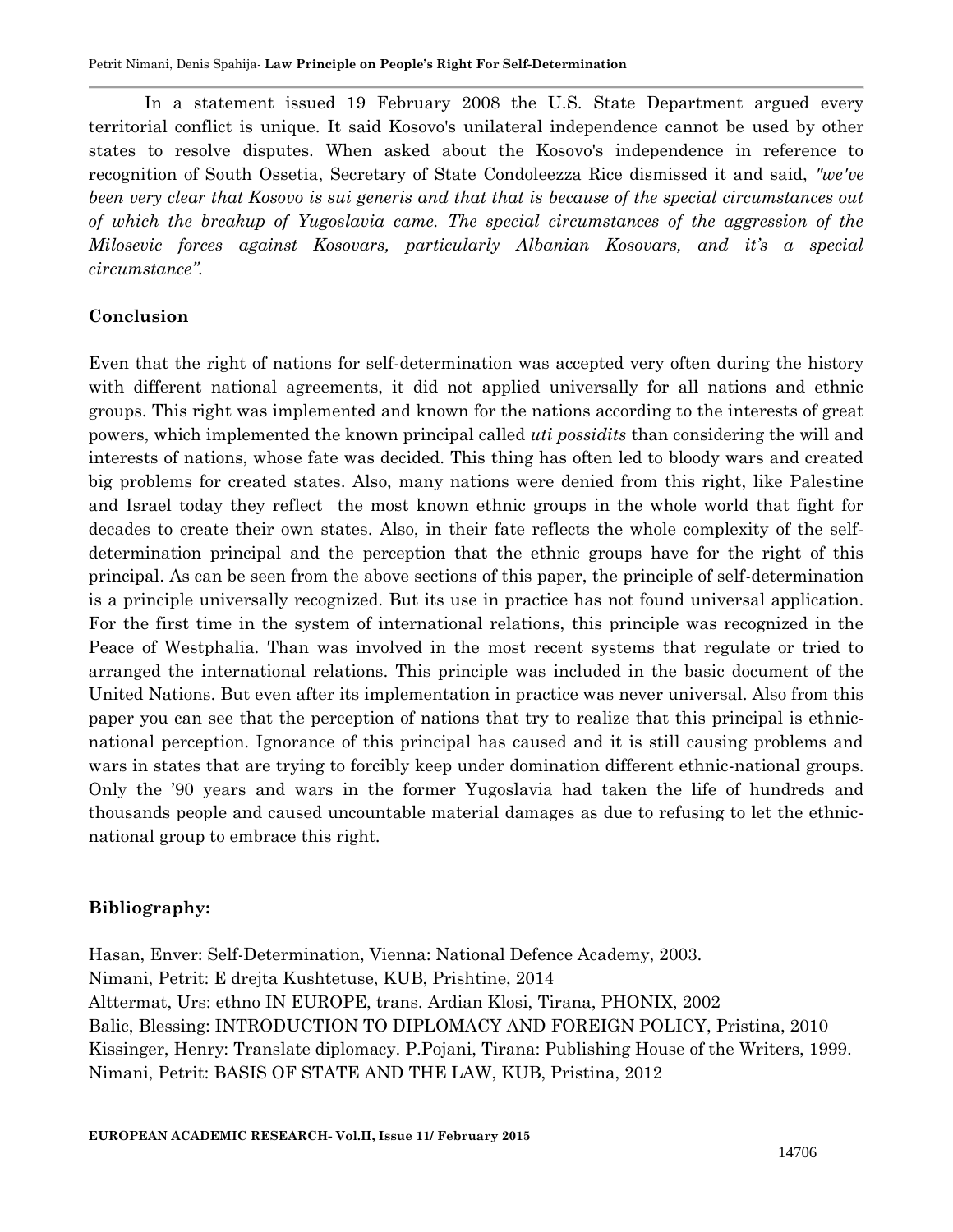In a statement issued 19 February 2008 the U.S. State Department argued every territorial conflict is unique. It said Kosovo's unilateral independence cannot be used by other states to resolve disputes. When asked about the Kosovo's independence in reference to recognition of South Ossetia, Secretary of State Condoleezza Rice dismissed it and said, *"we've been very clear that Kosovo is sui generis and that that is because of the special circumstances out of which the breakup of Yugoslavia came. The special circumstances of the aggression of the Milosevic forces against Kosovars, particularly Albanian Kosovars, and it's a special circumstance".*

## Conclusion

Even that the right of nations for self-determination was accepted very often during the history with different national agreements, it did not applied universally for all nations and ethnic groups. This right was implemented and known for the nations according to the interests of great powers, which implemented the known principal called *uti possidits* than considering the will and interests of nations, whose fate was decided. This thing has often led to bloody wars and created big problems for created states. Also, many nations were denied from this right, like Palestine and Israel today they reflect the most known ethnic groups in the whole world that fight for decades to create their own states. Also, in their fate reflects the whole complexity of the self-determination principal and the perception that the ethnic groups have for the right of this principal. As can be seen from the above sections of this paper, the principle of self-determination is a principle universally recognized. But its use in practice has not found universal application. For the first time in the system of international relations, this principle was recognized in the Peace of Westphalia. Than was involved in the most recent systems that regulate or tried to arranged the international relations. This principle was included in the basic document of the United Nations. But even after its implementation in practice was never universal. Also from this paper you can see that the perception of nations that try to realize that this principal is ethnic-national perception. Ignorance of this principal has caused and it is still causing problems and wars in states that are trying to forcibly keep under domination different ethnic-national groups. Only the '90 years and wars in the former Yugoslavia had taken the life of hundreds and thousands people and caused uncountable material damages as due to refusing to let the ethnic-national group to embrace this right.

## Bibliography:

Hasan, Enver: Self-Determination, Vienna: National Defence Academy, 2003.
Nimani, Petrit: E drejta Kushtetuse, KUB, Prishtine, 2014
Alttermat, Urs: ethno IN EUROPE, trans. Ardian Klosi, Tirana, PHONIX, 2002
Balic, Blessing: INTRODUCTION TO DIPLOMACY AND FOREIGN POLICY, Pristina, 2010
Kissinger, Henry: Translate diplomacy. P.Pojani, Tirana: Publishing House of the Writers, 1999.
Nimani, Petrit: BASIS OF STATE AND THE LAW, KUB, Pristina, 2012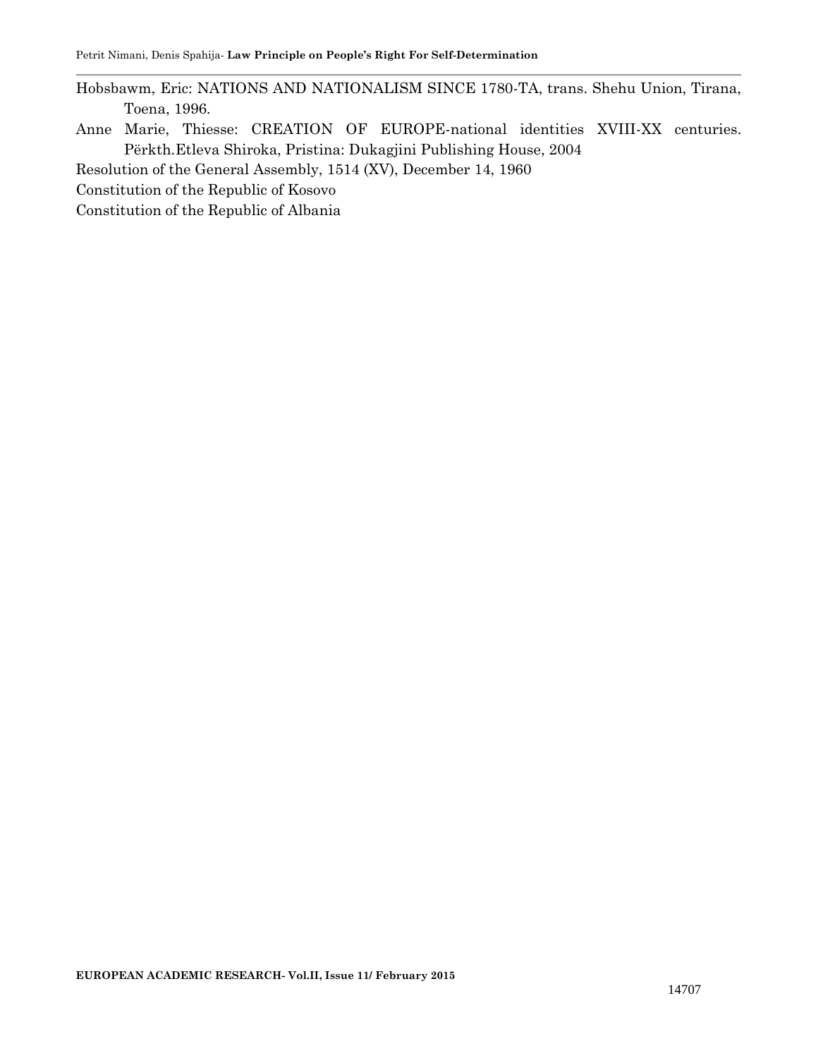Hobsbawm, Eric: NATIONS AND NATIONALISM SINCE 1780-TA, trans. Shehu Union, Tirana, Toena, 1996.

Anne Marie, Thiesse: CREATION OF EUROPE-national identities XVIII-XX centuries. Përkth.Etleva Shiroka, Pristina: Dukagjini Publishing House, 2004

Resolution of the General Assembly, 1514 (XV), December 14, 1960

Constitution of the Republic of Kosovo

Constitution of the Republic of Albania